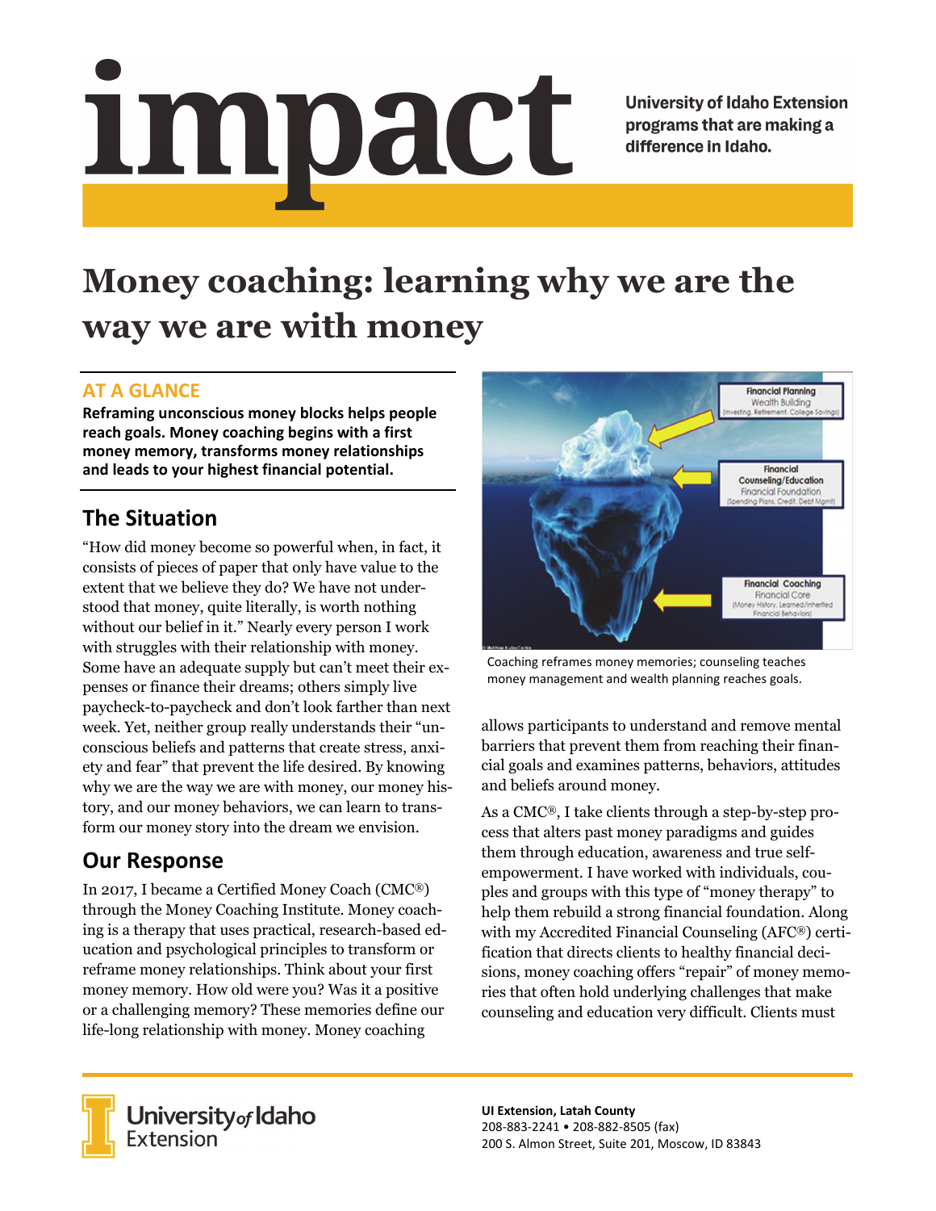# impact

University of Idaho Extension programs that are making a difference in Idaho.

# Money coaching: learning why we are the way we are with money

## AT A GLANCE

**Reframing unconscious money blocks helps people reach goals. Money coaching begins with a first money memory, transforms money relationships and leads to your highest financial potential.**

## The Situation

"How did money become so powerful when, in fact, it consists of pieces of paper that only have value to the extent that we believe they do? We have not understood that money, quite literally, is worth nothing without our belief in it." Nearly every person I work with struggles with their relationship with money. Some have an adequate supply but can't meet their expenses or finance their dreams; others simply live paycheck-to-paycheck and don't look farther than next week. Yet, neither group really understands their "unconscious beliefs and patterns that create stress, anxiety and fear" that prevent the life desired. By knowing why we are the way we are with money, our money history, and our money behaviors, we can learn to transform our money story into the dream we envision.

## Our Response

In 2017, I became a Certified Money Coach (CMC®) through the Money Coaching Institute. Money coaching is a therapy that uses practical, research-based education and psychological principles to transform or reframe money relationships. Think about your first money memory. How old were you? Was it a positive or a challenging memory? These memories define our life-long relationship with money. Money coaching allows participants to understand and remove mental barriers that prevent them from reaching their financial goals and examines patterns, behaviors, attitudes and beliefs around money.

Coaching reframes money memories; counseling teaches money management and wealth planning reaches goals.

As a CMC®, I take clients through a step-by-step process that alters past money paradigms and guides them through education, awareness and true self-empowerment. I have worked with individuals, couples and groups with this type of "money therapy" to help them rebuild a strong financial foundation. Along with my Accredited Financial Counseling (AFC®) certification that directs clients to healthy financial decisions, money coaching offers "repair" of money memories that often hold underlying challenges that make counseling and education very difficult. Clients must

University of Idaho Extension

**UI Extension, Latah County**
208-883-2241 • 208-882-8505 (fax)
200 S. Almon Street, Suite 201, Moscow, ID 83843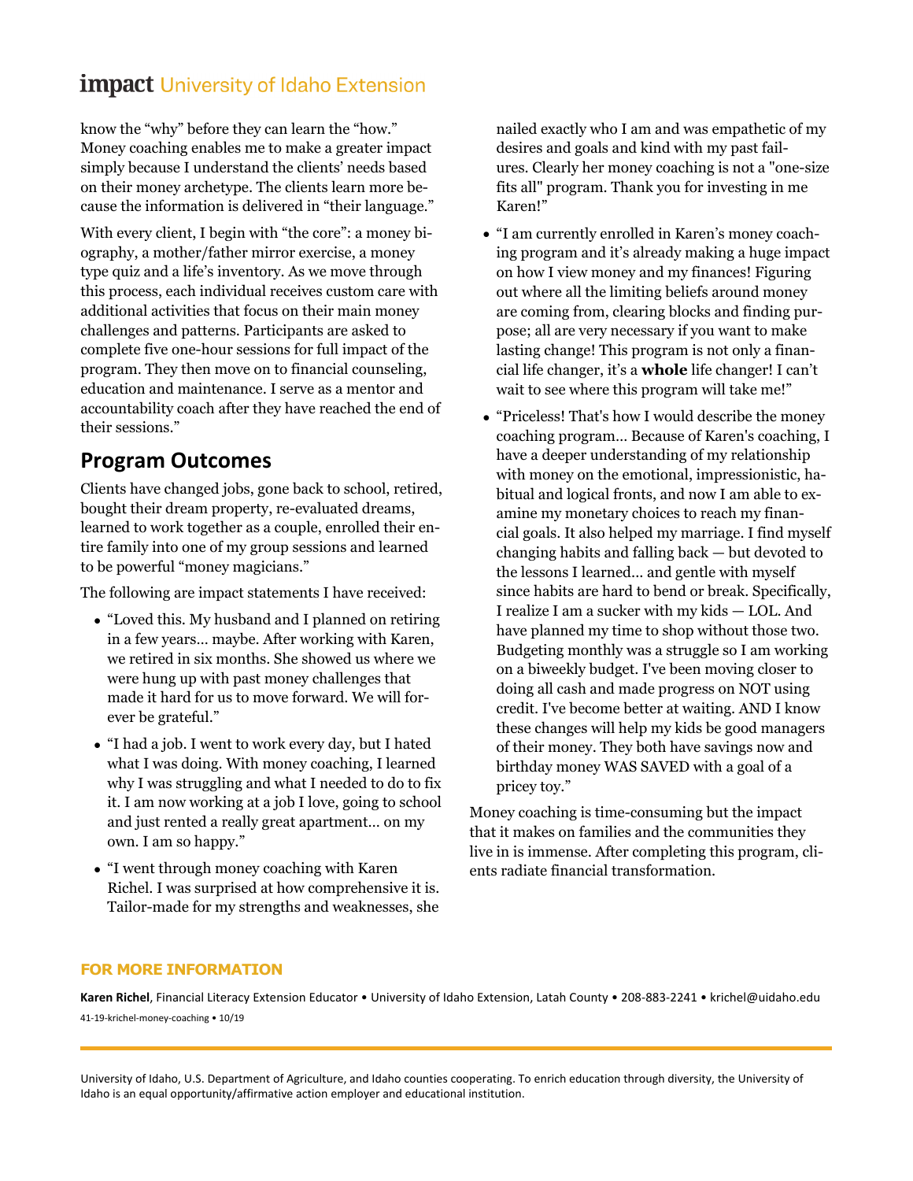know the "why" before they can learn the "how." Money coaching enables me to make a greater impact simply because I understand the clients' needs based on their money archetype. The clients learn more because the information is delivered in "their language."

With every client, I begin with "the core": a money biography, a mother/father mirror exercise, a money type quiz and a life's inventory. As we move through this process, each individual receives custom care with additional activities that focus on their main money challenges and patterns. Participants are asked to complete five one-hour sessions for full impact of the program. They then move on to financial counseling, education and maintenance. I serve as a mentor and accountability coach after they have reached the end of their sessions."

## Program Outcomes

Clients have changed jobs, gone back to school, retired, bought their dream property, re-evaluated dreams, learned to work together as a couple, enrolled their entire family into one of my group sessions and learned to be powerful "money magicians."

The following are impact statements I have received:

- "Loved this. My husband and I planned on retiring in a few years… maybe. After working with Karen, we retired in six months. She showed us where we were hung up with past money challenges that made it hard for us to move forward. We will forever be grateful."
- "I had a job. I went to work every day, but I hated what I was doing. With money coaching, I learned why I was struggling and what I needed to do to fix it. I am now working at a job I love, going to school and just rented a really great apartment… on my own. I am so happy."
- "I went through money coaching with Karen Richel. I was surprised at how comprehensive it is. Tailor-made for my strengths and weaknesses, she nailed exactly who I am and was empathetic of my desires and goals and kind with my past failures. Clearly her money coaching is not a "one-size fits all" program. Thank you for investing in me Karen!"
- "I am currently enrolled in Karen's money coaching program and it's already making a huge impact on how I view money and my finances! Figuring out where all the limiting beliefs around money are coming from, clearing blocks and finding purpose; all are very necessary if you want to make lasting change! This program is not only a financial life changer, it's a **whole** life changer! I can't wait to see where this program will take me!"
- "Priceless! That's how I would describe the money coaching program… Because of Karen's coaching, I have a deeper understanding of my relationship with money on the emotional, impressionistic, habitual and logical fronts, and now I am able to examine my monetary choices to reach my financial goals. It also helped my marriage. I find myself changing habits and falling back — but devoted to the lessons I learned… and gentle with myself since habits are hard to bend or break. Specifically, I realize I am a sucker with my kids — LOL. And have planned my time to shop without those two. Budgeting monthly was a struggle so I am working on a biweekly budget. I've been moving closer to doing all cash and made progress on NOT using credit. I've become better at waiting. AND I know these changes will help my kids be good managers of their money. They both have savings now and birthday money WAS SAVED with a goal of a pricey toy."

Money coaching is time-consuming but the impact that it makes on families and the communities they live in is immense. After completing this program, clients radiate financial transformation.

### FOR MORE INFORMATION

**Karen Richel**, Financial Literacy Extension Educator • University of Idaho Extension, Latah County • 208-883-2241 • krichel@uidaho.edu

41-19-krichel-money-coaching • 10/19

University of Idaho, U.S. Department of Agriculture, and Idaho counties cooperating. To enrich education through diversity, the University of Idaho is an equal opportunity/affirmative action employer and educational institution.